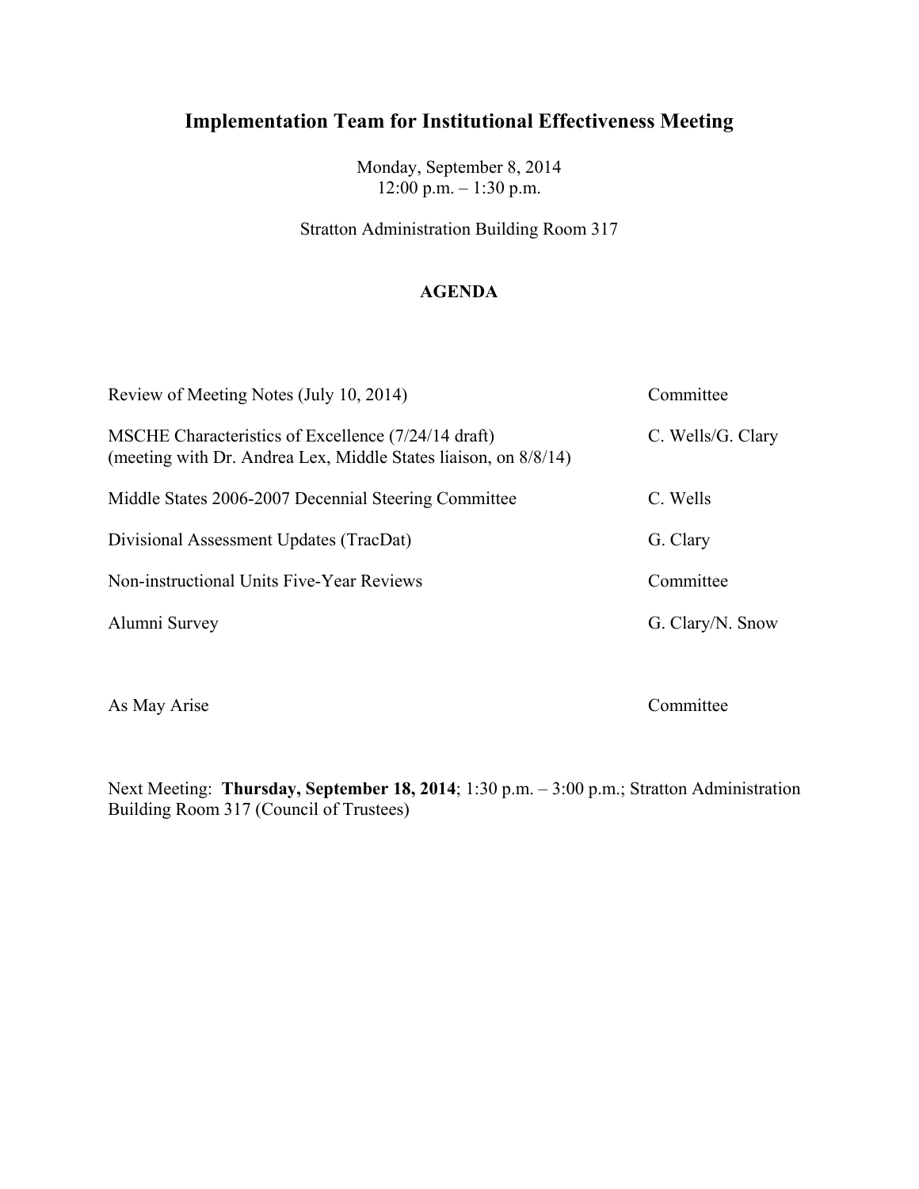# Implementation Team for Institutional Effectiveness Meeting

Monday, September 8, 2014
12:00 p.m. – 1:30 p.m.

Stratton Administration Building Room 317

## AGENDA

| | |
|---|---|
| Review of Meeting Notes (July 10, 2014) | Committee |
| MSCHE Characteristics of Excellence (7/24/14 draft) (meeting with Dr. Andrea Lex, Middle States liaison, on 8/8/14) | C. Wells/G. Clary |
| Middle States 2006-2007 Decennial Steering Committee | C. Wells |
| Divisional Assessment Updates (TracDat) | G. Clary |
| Non-instructional Units Five-Year Reviews | Committee |
| Alumni Survey | G. Clary/N. Snow |
| As May Arise | Committee |

Next Meeting: **Thursday, September 18, 2014**; 1:30 p.m. – 3:00 p.m.; Stratton Administration Building Room 317 (Council of Trustees)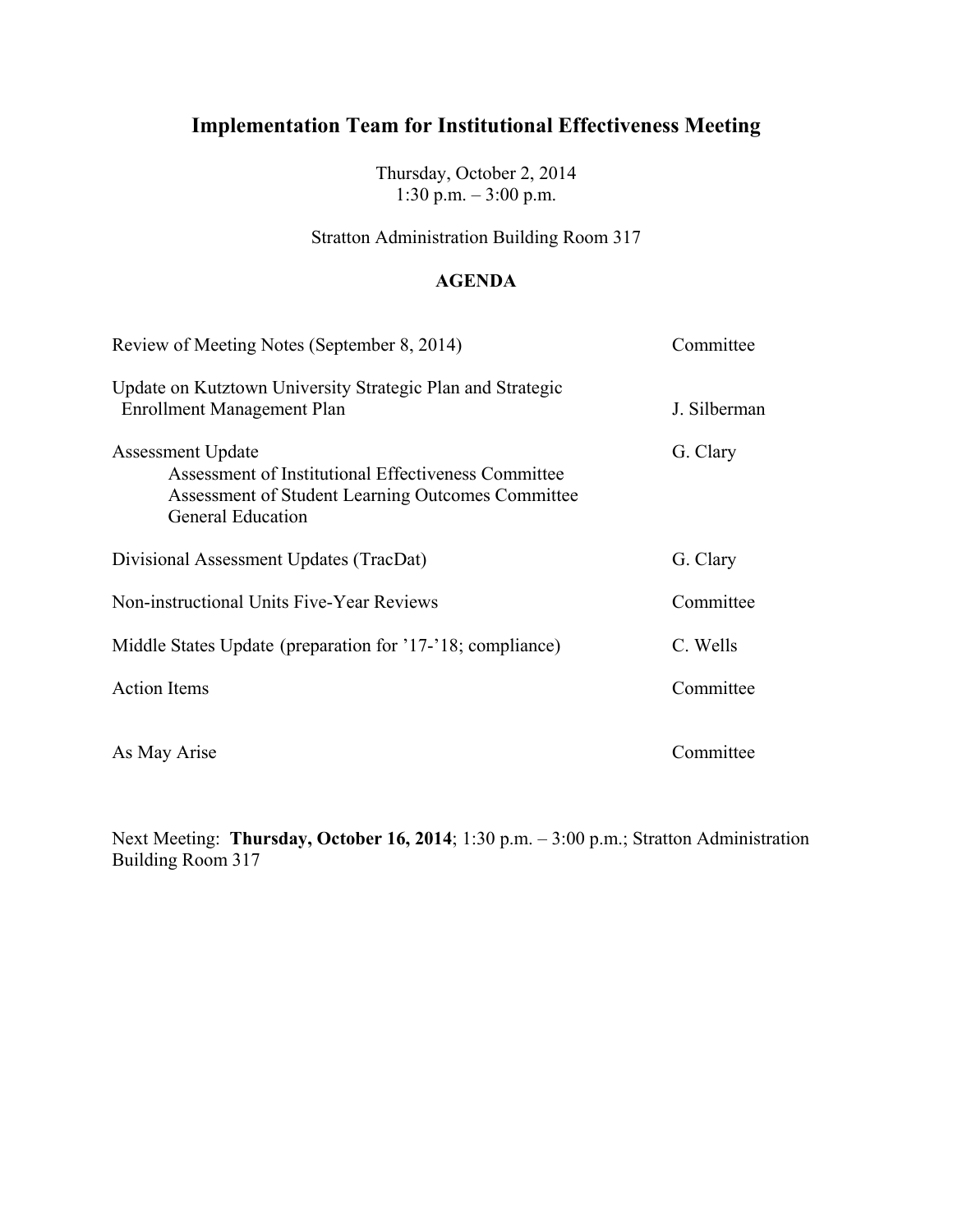# Implementation Team for Institutional Effectiveness Meeting

Thursday, October 2, 2014
1:30 p.m. – 3:00 p.m.

Stratton Administration Building Room 317

**AGENDA**

| | |
|---|---|
| Review of Meeting Notes (September 8, 2014) | Committee |
| Update on Kutztown University Strategic Plan and Strategic Enrollment Management Plan | J. Silberman |
| Assessment Update<br>Assessment of Institutional Effectiveness Committee<br>Assessment of Student Learning Outcomes Committee<br>General Education | G. Clary |
| Divisional Assessment Updates (TracDat) | G. Clary |
| Non-instructional Units Five-Year Reviews | Committee |
| Middle States Update (preparation for '17-'18; compliance) | C. Wells |
| Action Items | Committee |
| As May Arise | Committee |

Next Meeting: **Thursday, October 16, 2014**; 1:30 p.m. – 3:00 p.m.; Stratton Administration Building Room 317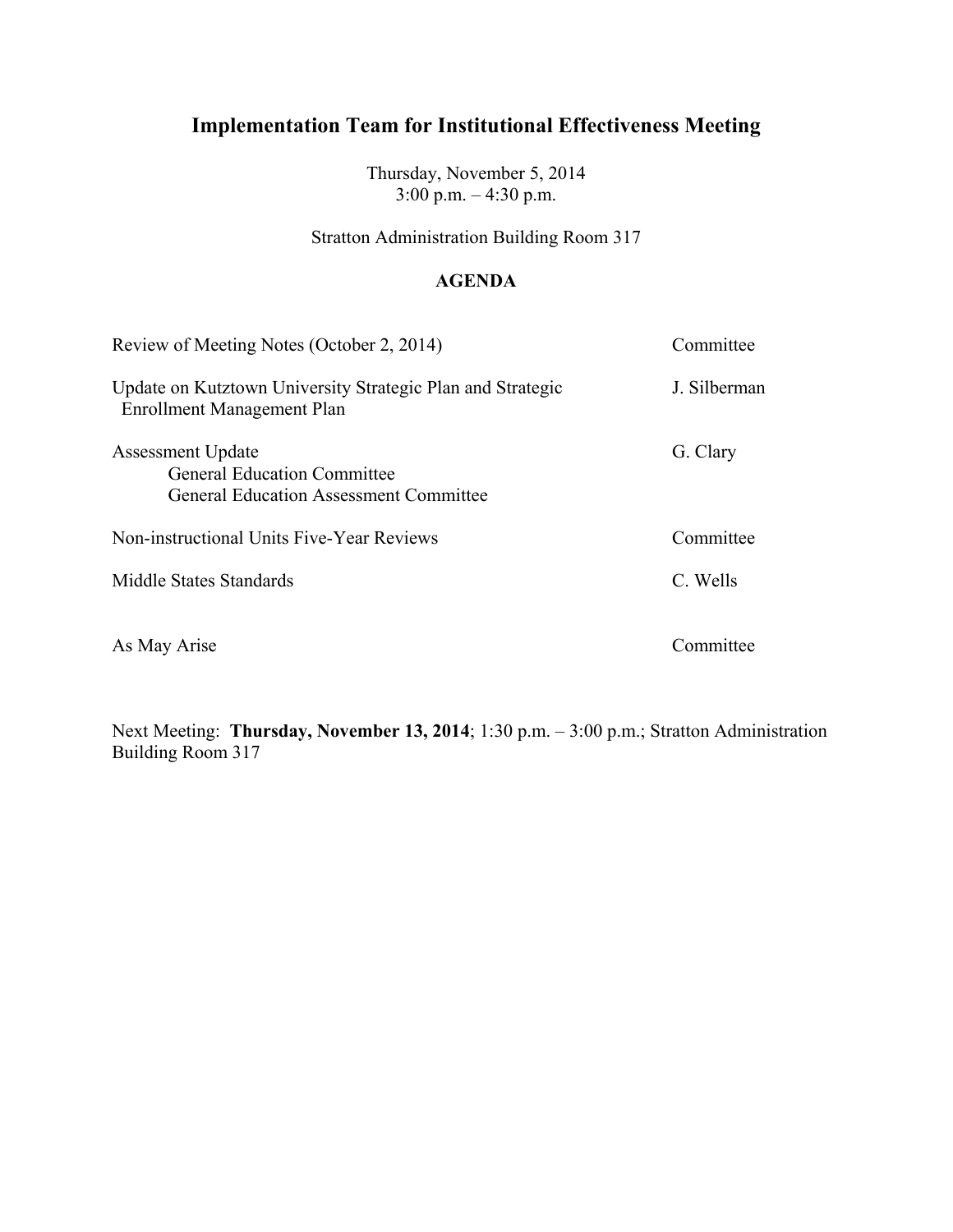# Implementation Team for Institutional Effectiveness Meeting

Thursday, November 5, 2014
3:00 p.m. – 4:30 p.m.

Stratton Administration Building Room 317

**AGENDA**

| | |
|---|---|
| Review of Meeting Notes (October 2, 2014) | Committee |
| Update on Kutztown University Strategic Plan and Strategic Enrollment Management Plan | J. Silberman |
| Assessment Update<br>General Education Committee<br>General Education Assessment Committee | G. Clary |
| Non-instructional Units Five-Year Reviews | Committee |
| Middle States Standards | C. Wells |
| As May Arise | Committee |

Next Meeting: **Thursday, November 13, 2014**; 1:30 p.m. – 3:00 p.m.; Stratton Administration Building Room 317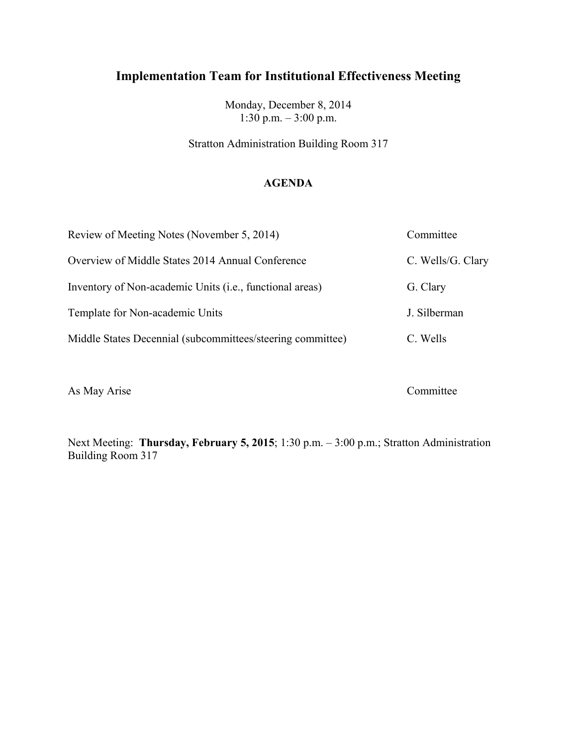# Implementation Team for Institutional Effectiveness Meeting

Monday, December 8, 2014
1:30 p.m. – 3:00 p.m.

Stratton Administration Building Room 317

## AGENDA

| | |
|---|---|
| Review of Meeting Notes (November 5, 2014) | Committee |
| Overview of Middle States 2014 Annual Conference | C. Wells/G. Clary |
| Inventory of Non-academic Units (i.e., functional areas) | G. Clary |
| Template for Non-academic Units | J. Silberman |
| Middle States Decennial (subcommittees/steering committee) | C. Wells |
| As May Arise | Committee |

Next Meeting: **Thursday, February 5, 2015**; 1:30 p.m. – 3:00 p.m.; Stratton Administration Building Room 317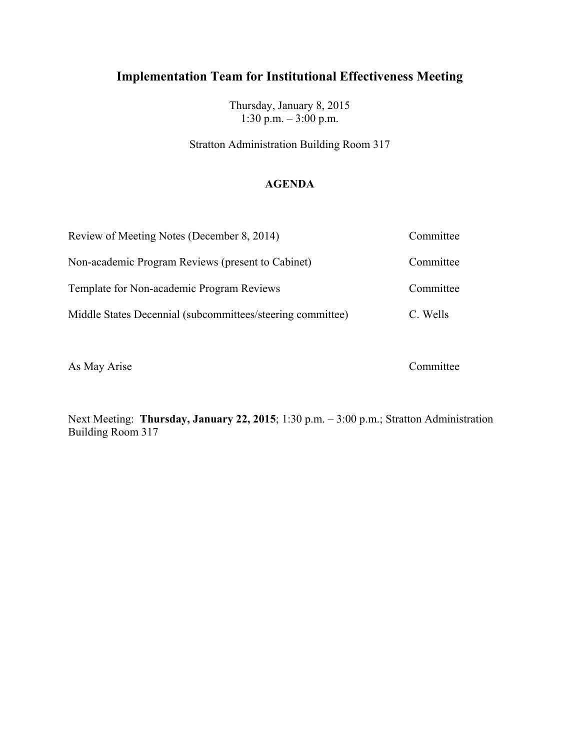# Implementation Team for Institutional Effectiveness Meeting

Thursday, January 8, 2015
1:30 p.m. – 3:00 p.m.

Stratton Administration Building Room 317

**AGENDA**

| | |
|---|---|
| Review of Meeting Notes (December 8, 2014) | Committee |
| Non-academic Program Reviews (present to Cabinet) | Committee |
| Template for Non-academic Program Reviews | Committee |
| Middle States Decennial (subcommittees/steering committee) | C. Wells |
| As May Arise | Committee |

Next Meeting: **Thursday, January 22, 2015**; 1:30 p.m. – 3:00 p.m.; Stratton Administration Building Room 317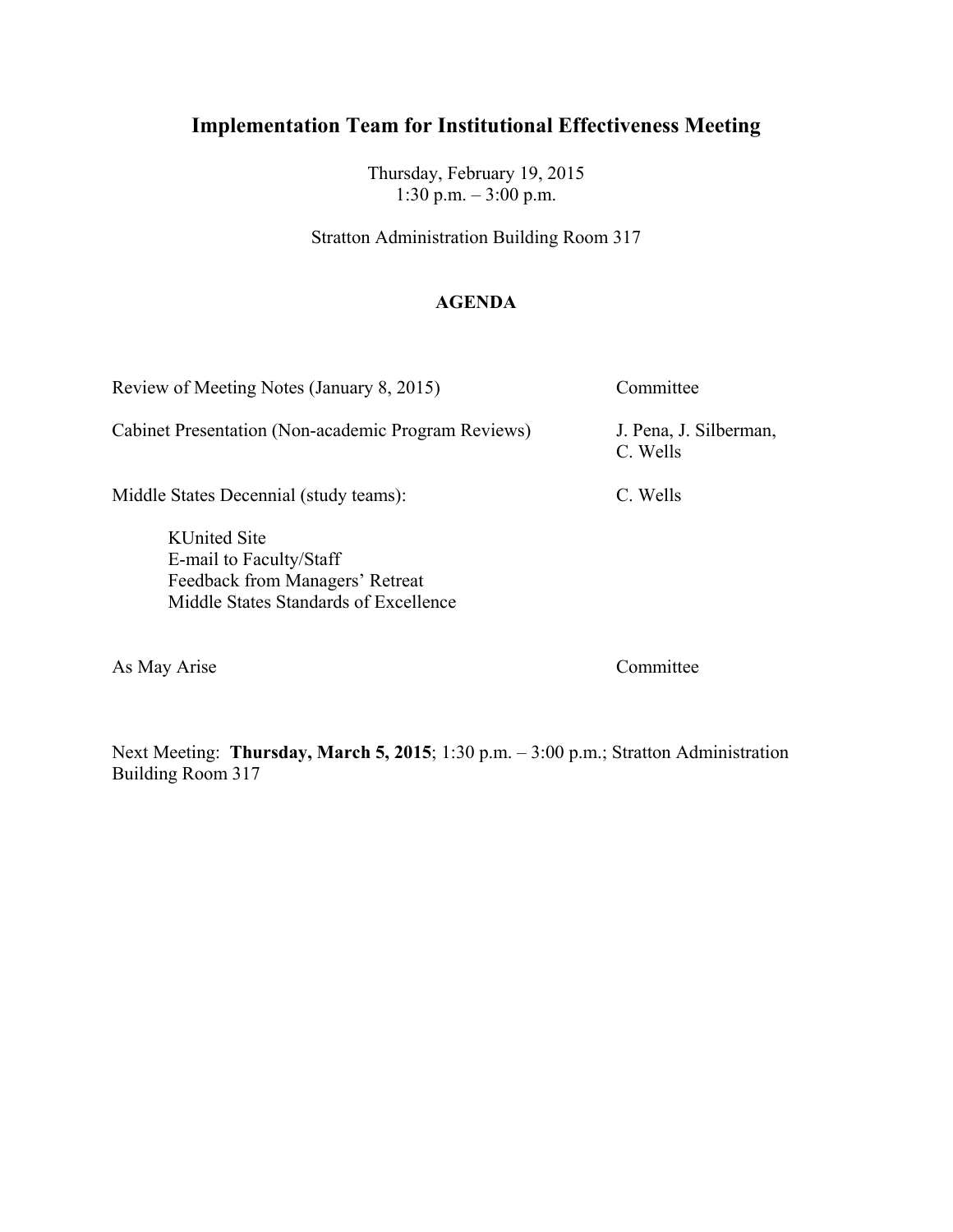# Implementation Team for Institutional Effectiveness Meeting

Thursday, February 19, 2015
1:30 p.m. – 3:00 p.m.

Stratton Administration Building Room 317

## AGENDA

| | |
|---|---|
| Review of Meeting Notes (January 8, 2015) | Committee |
| Cabinet Presentation (Non-academic Program Reviews) | J. Pena, J. Silberman, C. Wells |
| Middle States Decennial (study teams): | C. Wells |
| KUnited Site<br>E-mail to Faculty/Staff<br>Feedback from Managers' Retreat<br>Middle States Standards of Excellence | |
| As May Arise | Committee |

Next Meeting: **Thursday, March 5, 2015**; 1:30 p.m. – 3:00 p.m.; Stratton Administration Building Room 317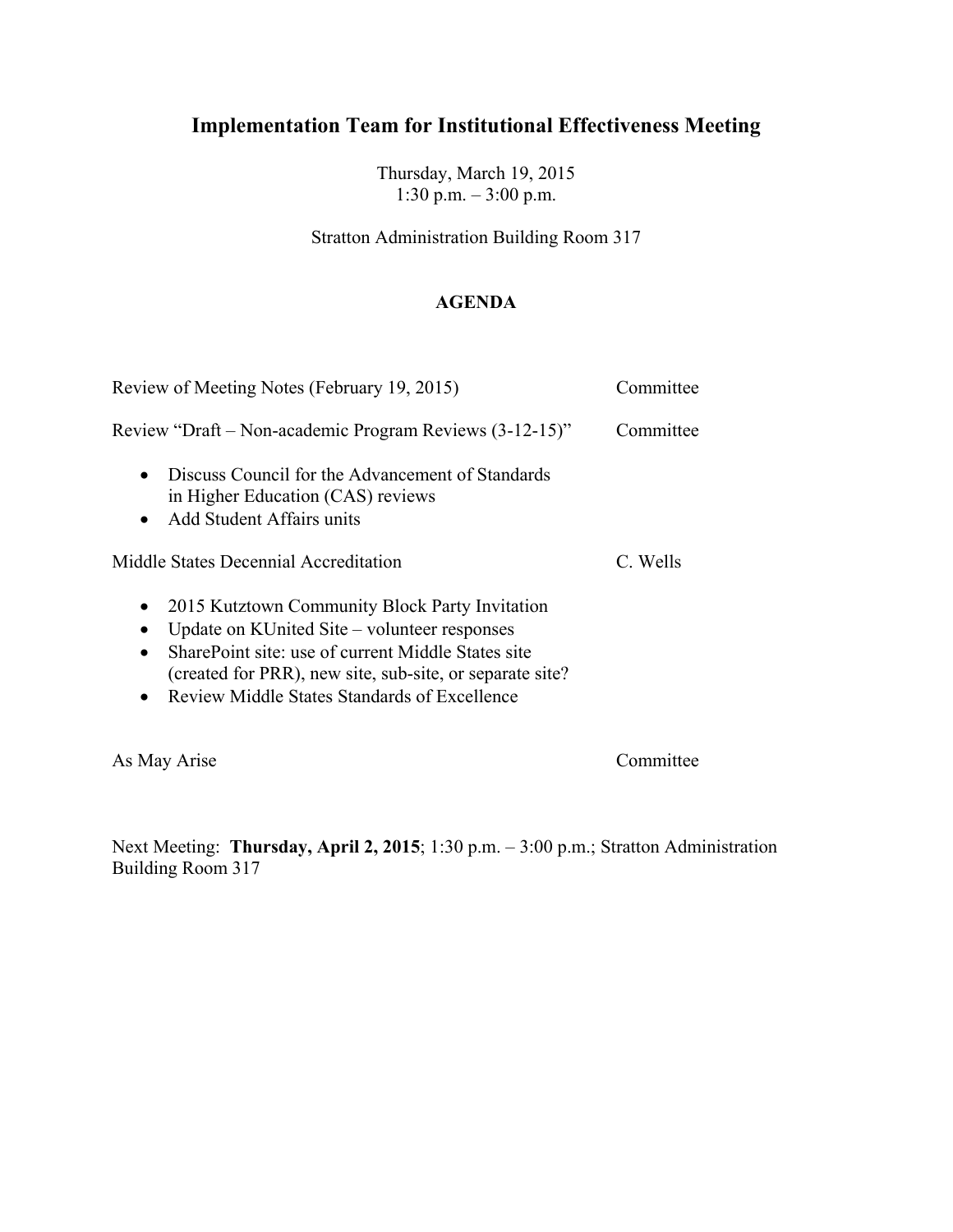# Implementation Team for Institutional Effectiveness Meeting

Thursday, March 19, 2015
1:30 p.m. – 3:00 p.m.

Stratton Administration Building Room 317

**AGENDA**

Review of Meeting Notes (February 19, 2015) — Committee

Review "Draft – Non-academic Program Reviews (3-12-15)" — Committee

- Discuss Council for the Advancement of Standards in Higher Education (CAS) reviews
- Add Student Affairs units

Middle States Decennial Accreditation — C. Wells

- 2015 Kutztown Community Block Party Invitation
- Update on KUnited Site – volunteer responses
- SharePoint site: use of current Middle States site (created for PRR), new site, sub-site, or separate site?
- Review Middle States Standards of Excellence

As May Arise — Committee

Next Meeting: **Thursday, April 2, 2015**; 1:30 p.m. – 3:00 p.m.; Stratton Administration Building Room 317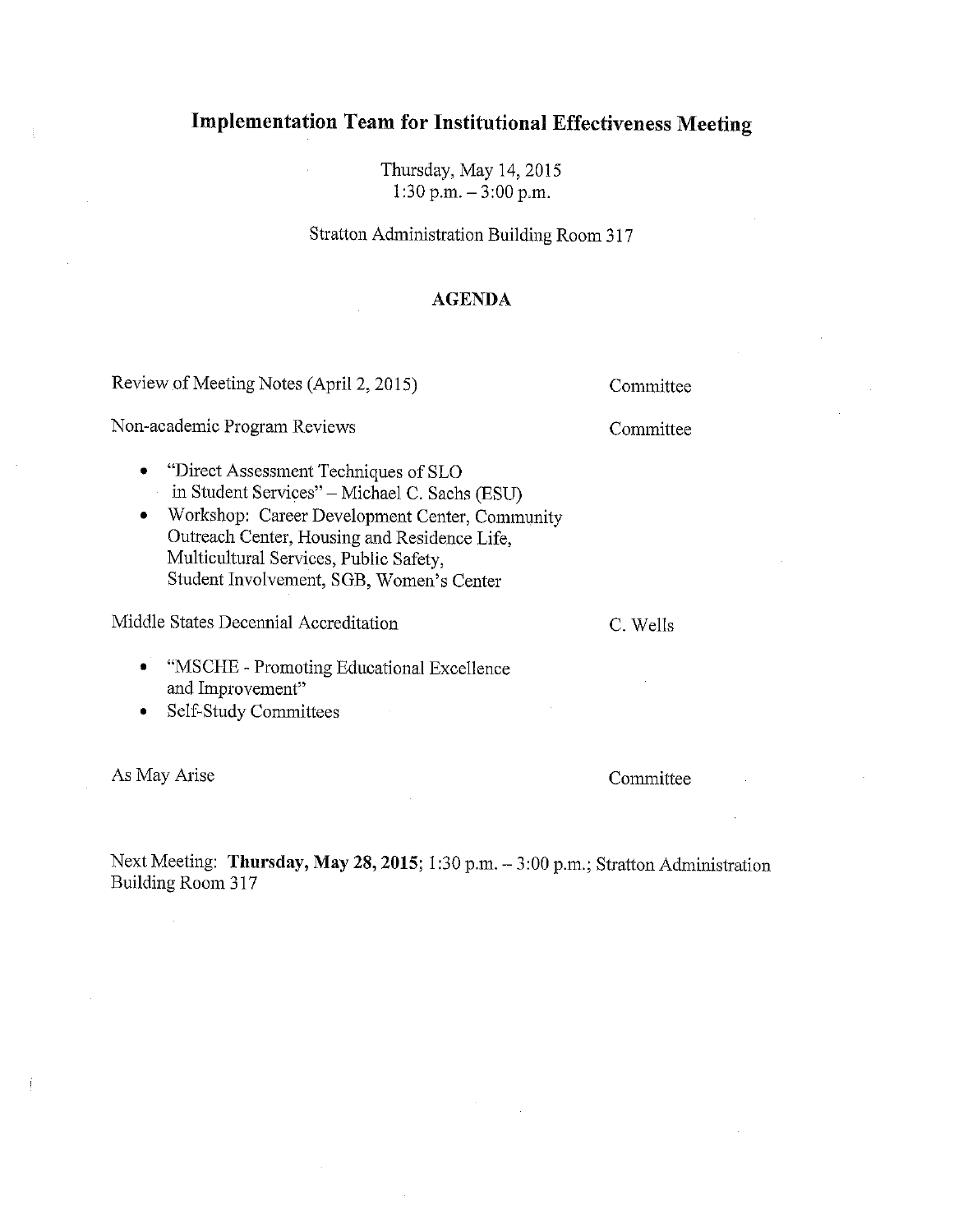# Implementation Team for Institutional Effectiveness Meeting

Thursday, May 14, 2015
1:30 p.m. – 3:00 p.m.

Stratton Administration Building Room 317

**AGENDA**

Review of Meeting Notes (April 2, 2015) — Committee

Non-academic Program Reviews — Committee

- "Direct Assessment Techniques of SLO in Student Services" – Michael C. Sachs (ESU)
- Workshop: Career Development Center, Community Outreach Center, Housing and Residence Life, Multicultural Services, Public Safety, Student Involvement, SGB, Women's Center

Middle States Decennial Accreditation — C. Wells

- "MSCHE - Promoting Educational Excellence and Improvement"
- Self-Study Committees

As May Arise — Committee

Next Meeting: **Thursday, May 28, 2015**; 1:30 p.m. – 3:00 p.m.; Stratton Administration Building Room 317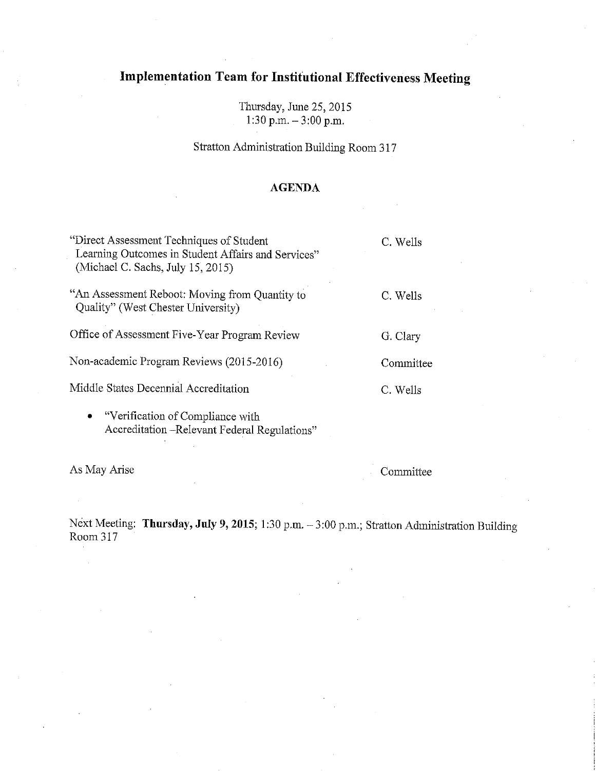# Implementation Team for Institutional Effectiveness Meeting

Thursday, June 25, 2015
1:30 p.m. – 3:00 p.m.

Stratton Administration Building Room 317

## AGENDA

| | |
|---|---|
| "Direct Assessment Techniques of Student Learning Outcomes in Student Affairs and Services" (Michael C. Sachs, July 15, 2015) | C. Wells |
| "An Assessment Reboot: Moving from Quantity to Quality" (West Chester University) | C. Wells |
| Office of Assessment Five-Year Program Review | G. Clary |
| Non-academic Program Reviews (2015-2016) | Committee |
| Middle States Decennial Accreditation<br>• "Verification of Compliance with Accreditation –Relevant Federal Regulations" | C. Wells |
| As May Arise | Committee |

Next Meeting: **Thursday, July 9, 2015**; 1:30 p.m. – 3:00 p.m.; Stratton Administration Building Room 317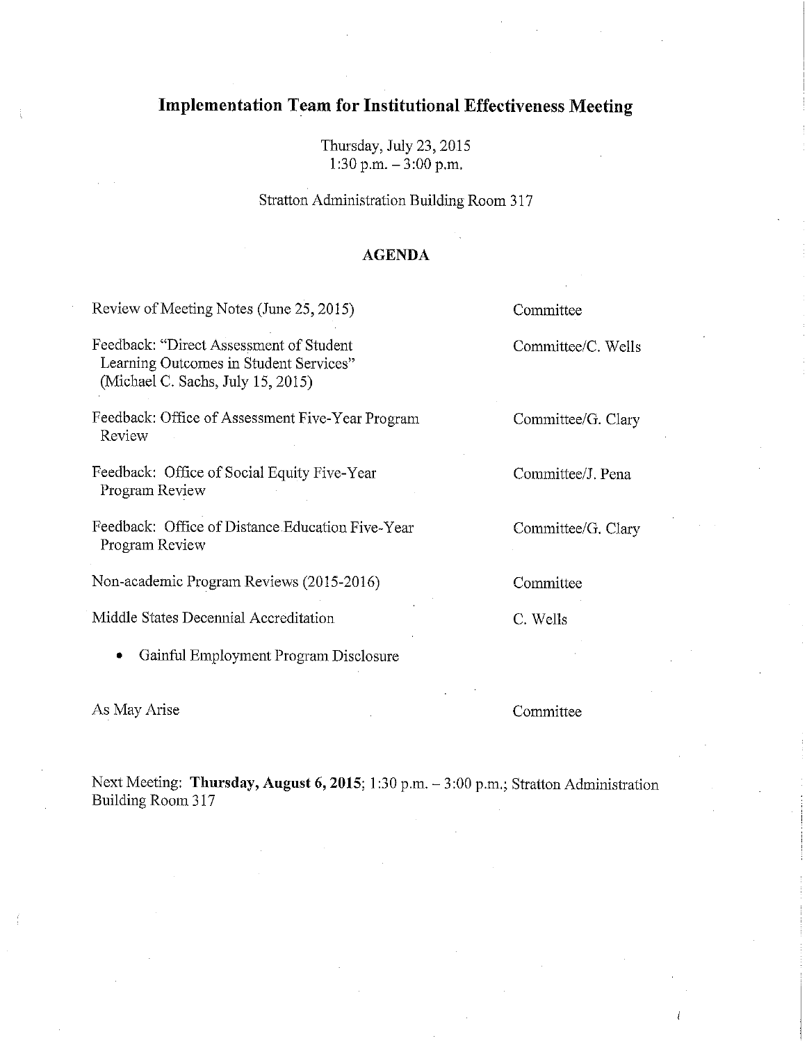# Implementation Team for Institutional Effectiveness Meeting

Thursday, July 23, 2015
1:30 p.m. – 3:00 p.m.

Stratton Administration Building Room 317

## AGENDA

| | |
|---|---|
| Review of Meeting Notes (June 25, 2015) | Committee |
| Feedback: "Direct Assessment of Student Learning Outcomes in Student Services" (Michael C. Sachs, July 15, 2015) | Committee/C. Wells |
| Feedback: Office of Assessment Five-Year Program Review | Committee/G. Clary |
| Feedback: Office of Social Equity Five-Year Program Review | Committee/J. Pena |
| Feedback: Office of Distance Education Five-Year Program Review | Committee/G. Clary |
| Non-academic Program Reviews (2015-2016) | Committee |
| Middle States Decennial Accreditation<br>• Gainful Employment Program Disclosure | C. Wells |
| As May Arise | Committee |

Next Meeting: **Thursday, August 6, 2015**; 1:30 p.m. – 3:00 p.m.; Stratton Administration Building Room 317